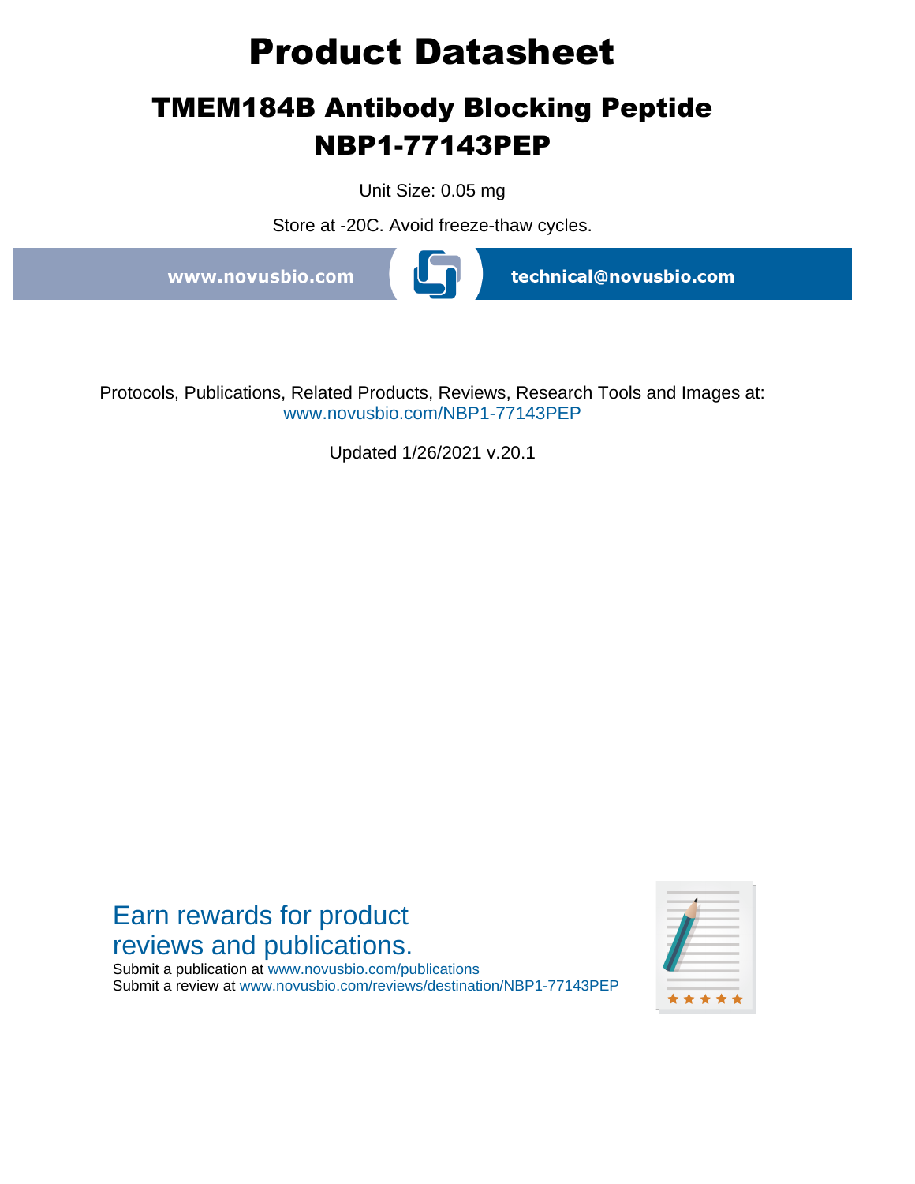# Product Datasheet

## TMEM184B Antibody Blocking Peptide
## NBP1-77143PEP

Unit Size: 0.05 mg

Store at -20C. Avoid freeze-thaw cycles.

www.novusbio.com technical@novusbio.com

Protocols, Publications, Related Products, Reviews, Research Tools and Images at:
www.novusbio.com/NBP1-77143PEP

Updated 1/26/2021 v.20.1

Earn rewards for product reviews and publications.

Submit a publication at www.novusbio.com/publications
Submit a review at www.novusbio.com/reviews/destination/NBP1-77143PEP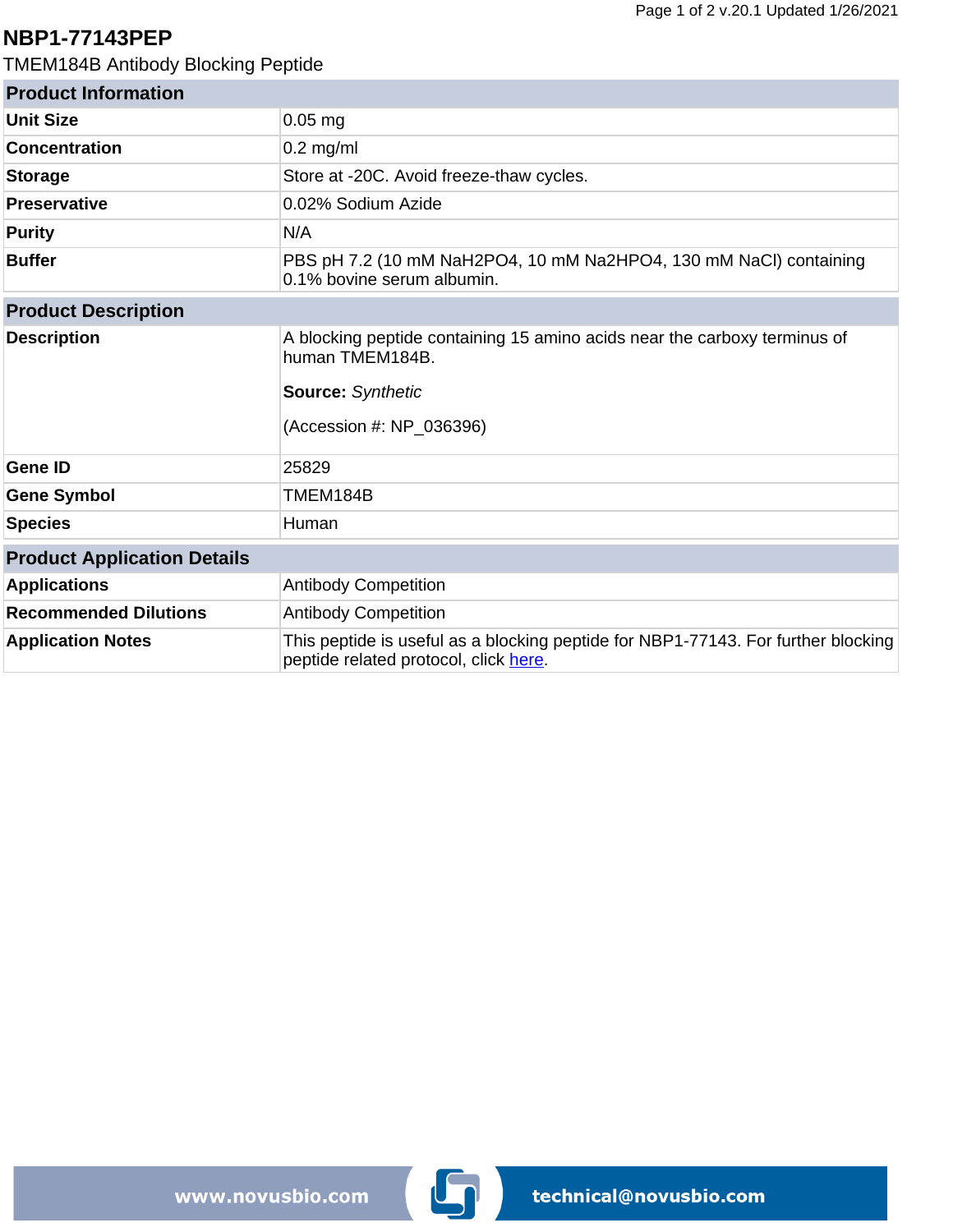# NBP1-77143PEP

TMEM184B Antibody Blocking Peptide

| Product Information | |
|---|---|
| **Unit Size** | 0.05 mg |
| **Concentration** | 0.2 mg/ml |
| **Storage** | Store at -20C. Avoid freeze-thaw cycles. |
| **Preservative** | 0.02% Sodium Azide |
| **Purity** | N/A |
| **Buffer** | PBS pH 7.2 (10 mM $NaH_2PO_4$, 10 mM $Na_2HPO_4$, 130 mM NaCl) containing 0.1% bovine serum albumin. |

| Product Description | |
|---|---|
| **Description** | A blocking peptide containing 15 amino acids near the carboxy terminus of human TMEM184B.<br><br>**Source:** *Synthetic*<br><br>(Accession #: NP_036396) |
| **Gene ID** | 25829 |
| **Gene Symbol** | TMEM184B |
| **Species** | Human |

| Product Application Details | |
|---|---|
| **Applications** | Antibody Competition |
| **Recommended Dilutions** | Antibody Competition |
| **Application Notes** | This peptide is useful as a blocking peptide for NBP1-77143. For further blocking peptide related protocol, click here. |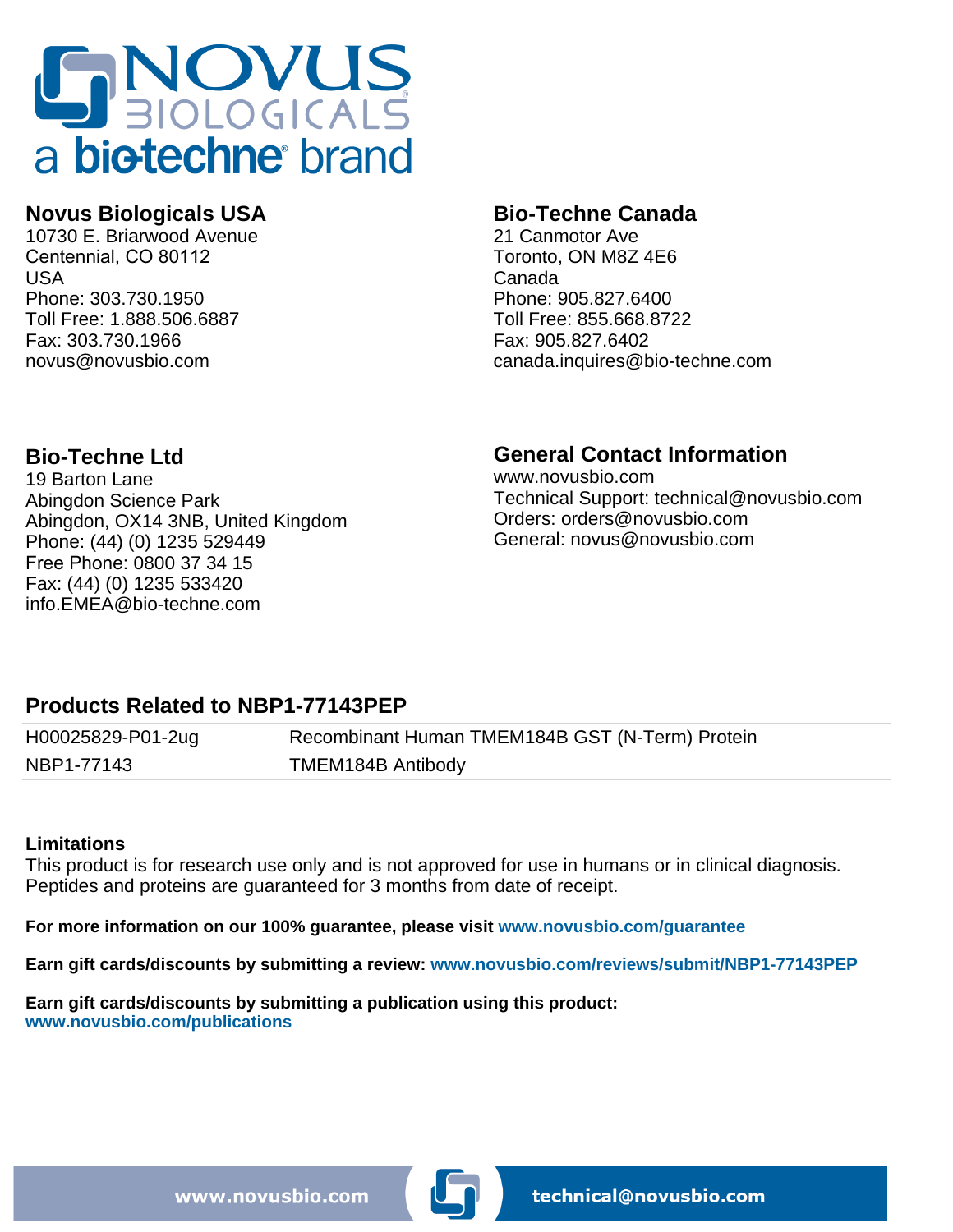## Novus Biologicals USA

10730 E. Briarwood Avenue
Centennial, CO 80112
USA
Phone: 303.730.1950
Toll Free: 1.888.506.6887
Fax: 303.730.1966
novus@novusbio.com

## Bio-Techne Canada

21 Canmotor Ave
Toronto, ON M8Z 4E6
Canada
Phone: 905.827.6400
Toll Free: 855.668.8722
Fax: 905.827.6402
canada.inquires@bio-techne.com

## Bio-Techne Ltd

19 Barton Lane
Abingdon Science Park
Abingdon, OX14 3NB, United Kingdom
Phone: (44) (0) 1235 529449
Free Phone: 0800 37 34 15
Fax: (44) (0) 1235 533420
info.EMEA@bio-techne.com

## General Contact Information

www.novusbio.com
Technical Support: technical@novusbio.com
Orders: orders@novusbio.com
General: novus@novusbio.com

## Products Related to NBP1-77143PEP

| | |
|---|---|
| H00025829-P01-2ug | Recombinant Human TMEM184B GST (N-Term) Protein |
| NBP1-77143 | TMEM184B Antibody |

**Limitations**

This product is for research use only and is not approved for use in humans or in clinical diagnosis. Peptides and proteins are guaranteed for 3 months from date of receipt.

**For more information on our 100% guarantee, please visit www.novusbio.com/guarantee**

**Earn gift cards/discounts by submitting a review: www.novusbio.com/reviews/submit/NBP1-77143PEP**

**Earn gift cards/discounts by submitting a publication using this product:**
**www.novusbio.com/publications**